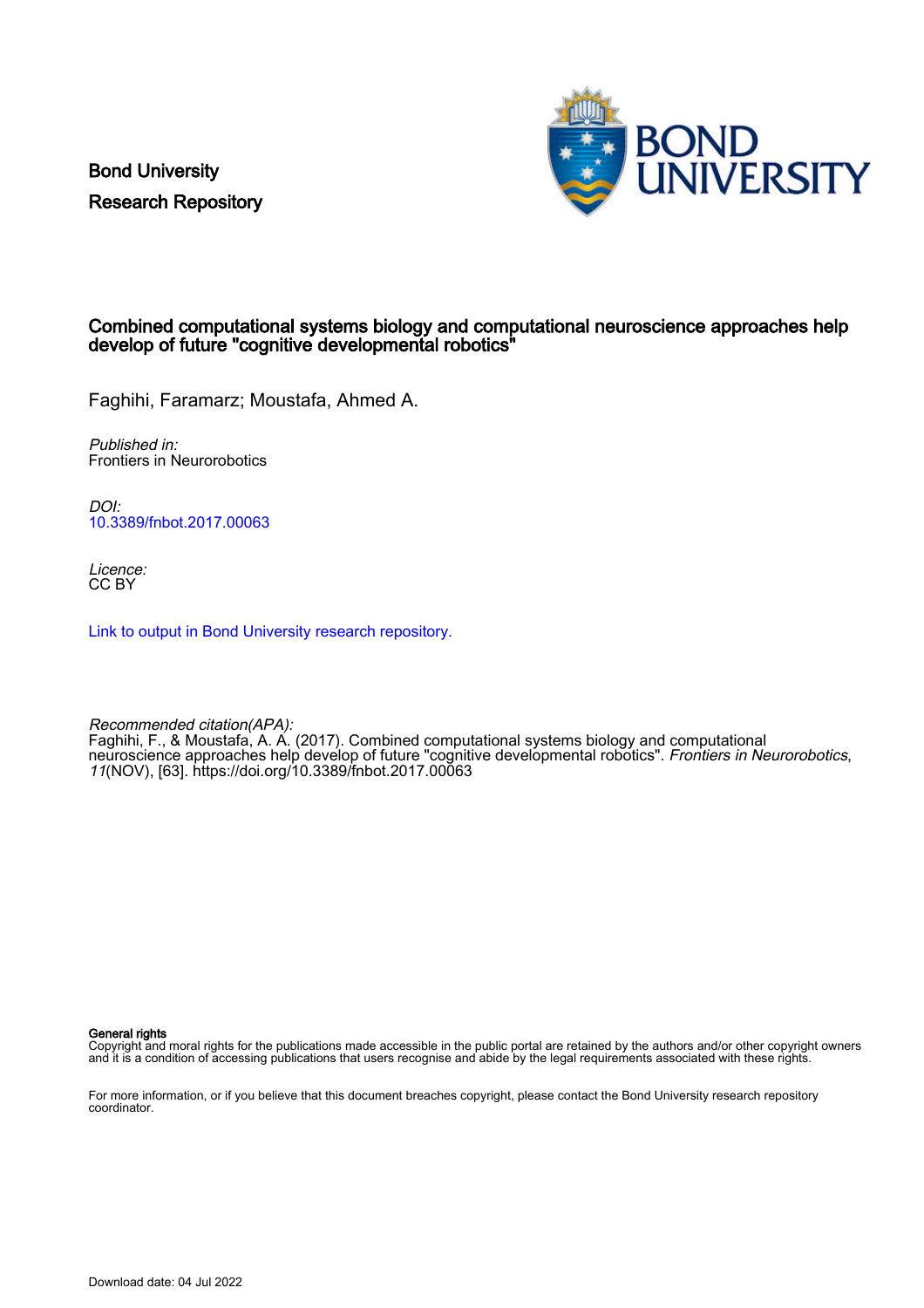Bond University
Research Repository

# Combined computational systems biology and computational neuroscience approaches help develop of future "cognitive developmental robotics"

Faghihi, Faramarz; Moustafa, Ahmed A.

*Published in:*
Frontiers in Neurorobotics

*DOI:*
10.3389/fnbot.2017.00063

*Licence:*
CC BY

Link to output in Bond University research repository.

*Recommended citation(APA):*
Faghihi, F., & Moustafa, A. A. (2017). Combined computational systems biology and computational neuroscience approaches help develop of future "cognitive developmental robotics". *Frontiers in Neurorobotics*, *11*(NOV), [63]. https://doi.org/10.3389/fnbot.2017.00063

**General rights**
Copyright and moral rights for the publications made accessible in the public portal are retained by the authors and/or other copyright owners and it is a condition of accessing publications that users recognise and abide by the legal requirements associated with these rights.

For more information, or if you believe that this document breaches copyright, please contact the Bond University research repository coordinator.

Download date: 04 Jul 2022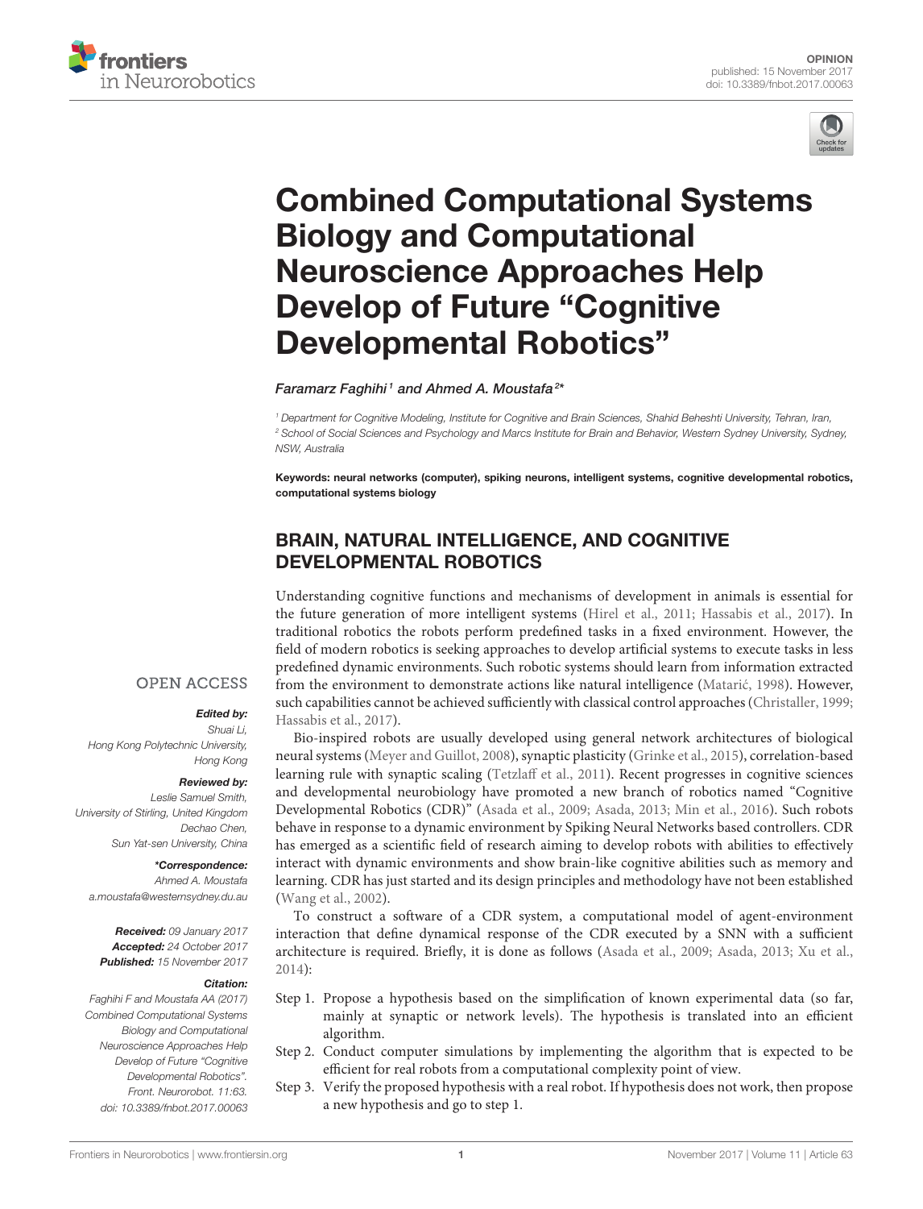OPINION
published: 15 November 2017
doi: 10.3389/fnbot.2017.00063

# Combined Computational Systems Biology and Computational Neuroscience Approaches Help Develop of Future "Cognitive Developmental Robotics"

*Faramarz Faghihi[1] and Ahmed A. Moustafa[2]\**

[1] Department for Cognitive Modeling, Institute for Cognitive and Brain Sciences, Shahid Beheshti University, Tehran, Iran,
[2] School of Social Sciences and Psychology and Marcs Institute for Brain and Behavior, Western Sydney University, Sydney, NSW, Australia

**Keywords: neural networks (computer), spiking neurons, intelligent systems, cognitive developmental robotics, computational systems biology**

OPEN ACCESS

***Edited by:***
*Shuai Li,*
*Hong Kong Polytechnic University, Hong Kong*

***Reviewed by:***
*Leslie Samuel Smith,*
*University of Stirling, United Kingdom*
*Dechao Chen,*
*Sun Yat-sen University, China*

***\*Correspondence:***
*Ahmed A. Moustafa*
*a.moustafa@westernsydney.du.au*

***Received:*** *09 January 2017*
***Accepted:*** *24 October 2017*
***Published:*** *15 November 2017*

***Citation:***
*Faghihi F and Moustafa AA (2017) Combined Computational Systems Biology and Computational Neuroscience Approaches Help Develop of Future "Cognitive Developmental Robotics". Front. Neurorobot. 11:63. doi: 10.3389/fnbot.2017.00063*

## BRAIN, NATURAL INTELLIGENCE, AND COGNITIVE DEVELOPMENTAL ROBOTICS

Understanding cognitive functions and mechanisms of development in animals is essential for the future generation of more intelligent systems (Hirel et al., 2011; Hassabis et al., 2017). In traditional robotics the robots perform predefined tasks in a fixed environment. However, the field of modern robotics is seeking approaches to develop artificial systems to execute tasks in less predefined dynamic environments. Such robotic systems should learn from information extracted from the environment to demonstrate actions like natural intelligence (Matarić, 1998). However, such capabilities cannot be achieved sufficiently with classical control approaches (Christaller, 1999; Hassabis et al., 2017).

Bio-inspired robots are usually developed using general network architectures of biological neural systems (Meyer and Guillot, 2008), synaptic plasticity (Grinke et al., 2015), correlation-based learning rule with synaptic scaling (Tetzlaff et al., 2011). Recent progresses in cognitive sciences and developmental neurobiology have promoted a new branch of robotics named "Cognitive Developmental Robotics (CDR)" (Asada et al., 2009; Asada, 2013; Min et al., 2016). Such robots behave in response to a dynamic environment by Spiking Neural Networks based controllers. CDR has emerged as a scientific field of research aiming to develop robots with abilities to effectively interact with dynamic environments and show brain-like cognitive abilities such as memory and learning. CDR has just started and its design principles and methodology have not been established (Wang et al., 2002).

To construct a software of a CDR system, a computational model of agent-environment interaction that define dynamical response of the CDR executed by a SNN with a sufficient architecture is required. Briefly, it is done as follows (Asada et al., 2009; Asada, 2013; Xu et al., 2014):

Step 1. Propose a hypothesis based on the simplification of known experimental data (so far, mainly at synaptic or network levels). The hypothesis is translated into an efficient algorithm.

Step 2. Conduct computer simulations by implementing the algorithm that is expected to be efficient for real robots from a computational complexity point of view.

Step 3. Verify the proposed hypothesis with a real robot. If hypothesis does not work, then propose a new hypothesis and go to step 1.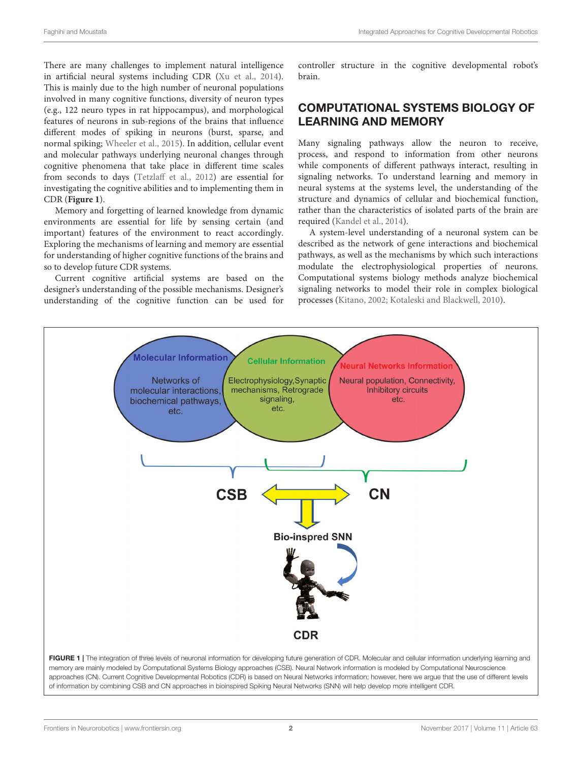There are many challenges to implement natural intelligence in artificial neural systems including CDR (Xu et al., 2014). This is mainly due to the high number of neuronal populations involved in many cognitive functions, diversity of neuron types (e.g., 122 neuro types in rat hippocampus), and morphological features of neurons in sub-regions of the brains that influence different modes of spiking in neurons (burst, sparse, and normal spiking; Wheeler et al., 2015). In addition, cellular event and molecular pathways underlying neuronal changes through cognitive phenomena that take place in different time scales from seconds to days (Tetzlaff et al., 2012) are essential for investigating the cognitive abilities and to implementing them in CDR (**Figure 1**).

Memory and forgetting of learned knowledge from dynamic environments are essential for life by sensing certain (and important) features of the environment to react accordingly. Exploring the mechanisms of learning and memory are essential for understanding of higher cognitive functions of the brains and so to develop future CDR systems.

Current cognitive artificial systems are based on the designer's understanding of the possible mechanisms. Designer's understanding of the cognitive function can be used for controller structure in the cognitive developmental robot's brain.

## COMPUTATIONAL SYSTEMS BIOLOGY OF LEARNING AND MEMORY

Many signaling pathways allow the neuron to receive, process, and respond to information from other neurons while components of different pathways interact, resulting in signaling networks. To understand learning and memory in neural systems at the systems level, the understanding of the structure and dynamics of cellular and biochemical function, rather than the characteristics of isolated parts of the brain are required (Kandel et al., 2014).

A system-level understanding of a neuronal system can be described as the network of gene interactions and biochemical pathways, as well as the mechanisms by which such interactions modulate the electrophysiological properties of neurons. Computational systems biology methods analyze biochemical signaling networks to model their role in complex biological processes (Kitano, 2002; Kotaleski and Blackwell, 2010).

**FIGURE 1** | The integration of three levels of neuronal information for developing future generation of CDR. Molecular and cellular information underlying learning and memory are mainly modeled by Computational Systems Biology approaches (CSB). Neural Network information is modeled by Computational Neuroscience approaches (CN). Current Cognitive Developmental Robotics (CDR) is based on Neural Networks information; however, here we argue that the use of different levels of information by combining CSB and CN approaches in bioinspired Spiking Neural Networks (SNN) will help develop more intelligent CDR.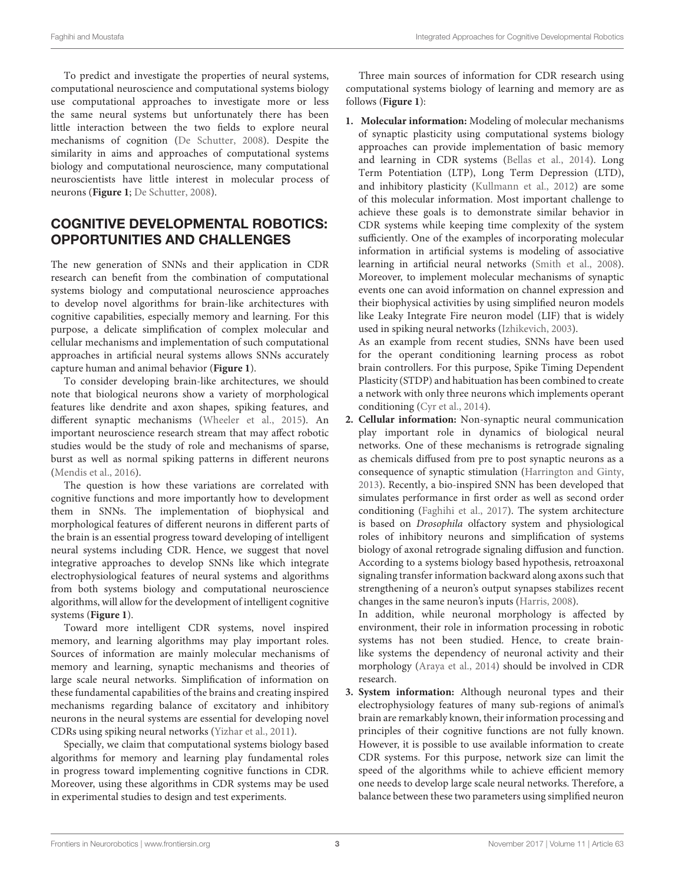To predict and investigate the properties of neural systems, computational neuroscience and computational systems biology use computational approaches to investigate more or less the same neural systems but unfortunately there has been little interaction between the two fields to explore neural mechanisms of cognition (De Schutter, 2008). Despite the similarity in aims and approaches of computational systems biology and computational neuroscience, many computational neuroscientists have little interest in molecular process of neurons (**Figure 1**; De Schutter, 2008).

## COGNITIVE DEVELOPMENTAL ROBOTICS: OPPORTUNITIES AND CHALLENGES

The new generation of SNNs and their application in CDR research can benefit from the combination of computational systems biology and computational neuroscience approaches to develop novel algorithms for brain-like architectures with cognitive capabilities, especially memory and learning. For this purpose, a delicate simplification of complex molecular and cellular mechanisms and implementation of such computational approaches in artificial neural systems allows SNNs accurately capture human and animal behavior (**Figure 1**).

To consider developing brain-like architectures, we should note that biological neurons show a variety of morphological features like dendrite and axon shapes, spiking features, and different synaptic mechanisms (Wheeler et al., 2015). An important neuroscience research stream that may affect robotic studies would be the study of role and mechanisms of sparse, burst as well as normal spiking patterns in different neurons (Mendis et al., 2016).

The question is how these variations are correlated with cognitive functions and more importantly how to development them in SNNs. The implementation of biophysical and morphological features of different neurons in different parts of the brain is an essential progress toward developing of intelligent neural systems including CDR. Hence, we suggest that novel integrative approaches to develop SNNs like which integrate electrophysiological features of neural systems and algorithms from both systems biology and computational neuroscience algorithms, will allow for the development of intelligent cognitive systems (**Figure 1**).

Toward more intelligent CDR systems, novel inspired memory, and learning algorithms may play important roles. Sources of information are mainly molecular mechanisms of memory and learning, synaptic mechanisms and theories of large scale neural networks. Simplification of information on these fundamental capabilities of the brains and creating inspired mechanisms regarding balance of excitatory and inhibitory neurons in the neural systems are essential for developing novel CDRs using spiking neural networks (Yizhar et al., 2011).

Specially, we claim that computational systems biology based algorithms for memory and learning play fundamental roles in progress toward implementing cognitive functions in CDR. Moreover, using these algorithms in CDR systems may be used in experimental studies to design and test experiments.

Three main sources of information for CDR research using computational systems biology of learning and memory are as follows (**Figure 1**):

1. **Molecular information:** Modeling of molecular mechanisms of synaptic plasticity using computational systems biology approaches can provide implementation of basic memory and learning in CDR systems (Bellas et al., 2014). Long Term Potentiation (LTP), Long Term Depression (LTD), and inhibitory plasticity (Kullmann et al., 2012) are some of this molecular information. Most important challenge to achieve these goals is to demonstrate similar behavior in CDR systems while keeping time complexity of the system sufficiently. One of the examples of incorporating molecular information in artificial systems is modeling of associative learning in artificial neural networks (Smith et al., 2008). Moreover, to implement molecular mechanisms of synaptic events one can avoid information on channel expression and their biophysical activities by using simplified neuron models like Leaky Integrate Fire neuron model (LIF) that is widely used in spiking neural networks (Izhikevich, 2003).

   As an example from recent studies, SNNs have been used for the operant conditioning learning process as robot brain controllers. For this purpose, Spike Timing Dependent Plasticity (STDP) and habituation has been combined to create a network with only three neurons which implements operant conditioning (Cyr et al., 2014).

2. **Cellular information:** Non-synaptic neural communication play important role in dynamics of biological neural networks. One of these mechanisms is retrograde signaling as chemicals diffused from pre to post synaptic neurons as a consequence of synaptic stimulation (Harrington and Ginty, 2013). Recently, a bio-inspired SNN has been developed that simulates performance in first order as well as second order conditioning (Faghihi et al., 2017). The system architecture is based on *Drosophila* olfactory system and physiological roles of inhibitory neurons and simplification of systems biology of axonal retrograde signaling diffusion and function. According to a systems biology based hypothesis, retroaxonal signaling transfer information backward along axons such that strengthening of a neuron's output synapses stabilizes recent changes in the same neuron's inputs (Harris, 2008).

   In addition, while neuronal morphology is affected by environment, their role in information processing in robotic systems has not been studied. Hence, to create brain-like systems the dependency of neuronal activity and their morphology (Araya et al., 2014) should be involved in CDR research.

3. **System information:** Although neuronal types and their electrophysiology features of many sub-regions of animal's brain are remarkably known, their information processing and principles of their cognitive functions are not fully known. However, it is possible to use available information to create CDR systems. For this purpose, network size can limit the speed of the algorithms while to achieve efficient memory one needs to develop large scale neural networks. Therefore, a balance between these two parameters using simplified neuron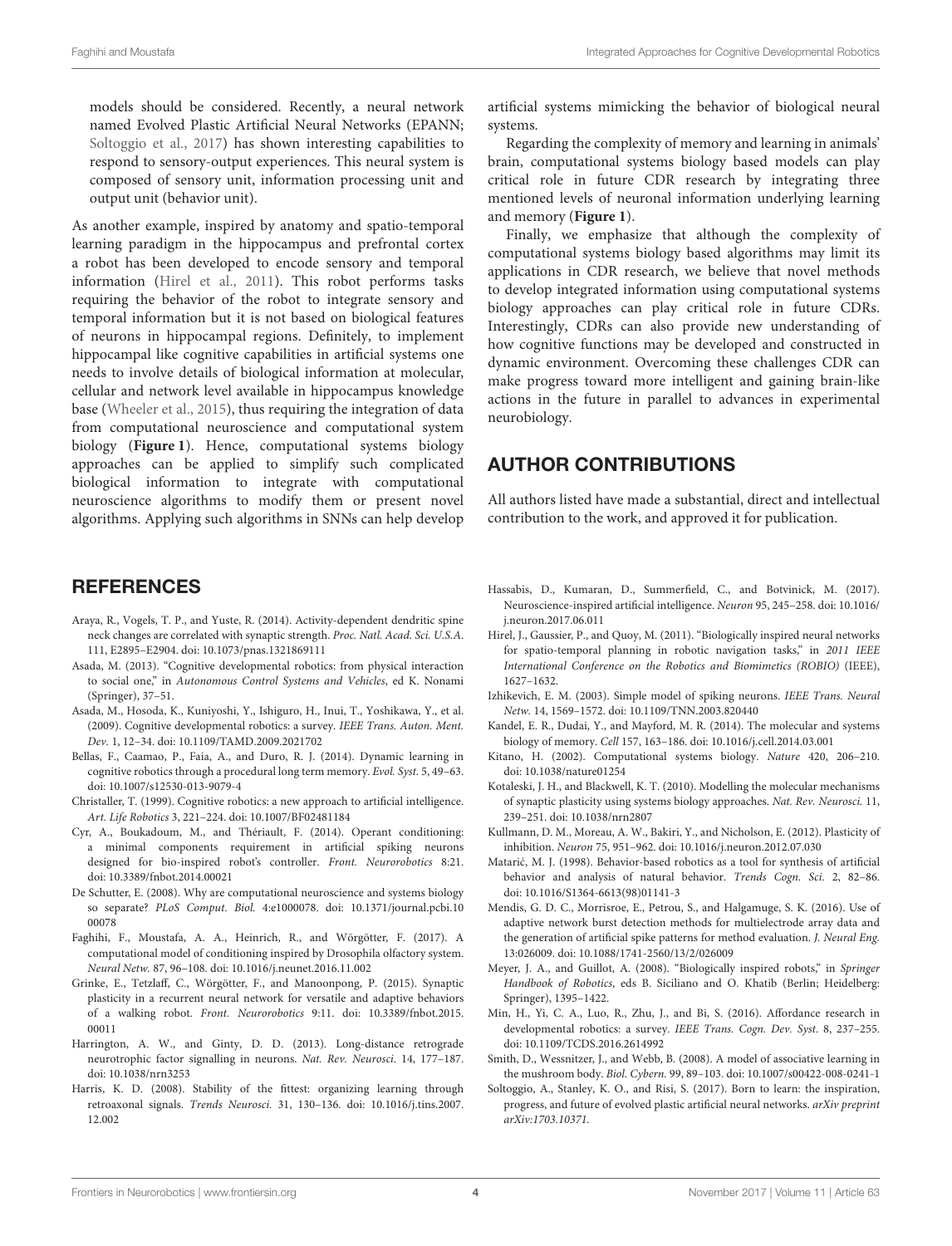models should be considered. Recently, a neural network named Evolved Plastic Artificial Neural Networks (EPANN; Soltoggio et al., 2017) has shown interesting capabilities to respond to sensory-output experiences. This neural system is composed of sensory unit, information processing unit and output unit (behavior unit).

As another example, inspired by anatomy and spatio-temporal learning paradigm in the hippocampus and prefrontal cortex a robot has been developed to encode sensory and temporal information (Hirel et al., 2011). This robot performs tasks requiring the behavior of the robot to integrate sensory and temporal information but it is not based on biological features of neurons in hippocampal regions. Definitely, to implement hippocampal like cognitive capabilities in artificial systems one needs to involve details of biological information at molecular, cellular and network level available in hippocampus knowledge base (Wheeler et al., 2015), thus requiring the integration of data from computational neuroscience and computational system biology (**Figure 1**). Hence, computational systems biology approaches can be applied to simplify such complicated biological information to integrate with computational neuroscience algorithms to modify them or present novel algorithms. Applying such algorithms in SNNs can help develop artificial systems mimicking the behavior of biological neural systems.

Regarding the complexity of memory and learning in animals' brain, computational systems biology based models can play critical role in future CDR research by integrating three mentioned levels of neuronal information underlying learning and memory (**Figure 1**).

Finally, we emphasize that although the complexity of computational systems biology based algorithms may limit its applications in CDR research, we believe that novel methods to develop integrated information using computational systems biology approaches can play critical role in future CDRs. Interestingly, CDRs can also provide new understanding of how cognitive functions may be developed and constructed in dynamic environment. Overcoming these challenges CDR can make progress toward more intelligent and gaining brain-like actions in the future in parallel to advances in experimental neurobiology.

## AUTHOR CONTRIBUTIONS

All authors listed have made a substantial, direct and intellectual contribution to the work, and approved it for publication.

## REFERENCES

Araya, R., Vogels, T. P., and Yuste, R. (2014). Activity-dependent dendritic spine neck changes are correlated with synaptic strength. *Proc. Natl. Acad. Sci. U.S.A.* 111, E2895–E2904. doi: 10.1073/pnas.1321869111

Asada, M. (2013). "Cognitive developmental robotics: from physical interaction to social one," in *Autonomous Control Systems and Vehicles*, ed K. Nonami (Springer), 37–51.

Asada, M., Hosoda, K., Kuniyoshi, Y., Ishiguro, H., Inui, T., Yoshikawa, Y., et al. (2009). Cognitive developmental robotics: a survey. *IEEE Trans. Auton. Ment. Dev.* 1, 12–34. doi: 10.1109/TAMD.2009.2021702

Bellas, F., Caamao, P., Faia, A., and Duro, R. J. (2014). Dynamic learning in cognitive robotics through a procedural long term memory. *Evol. Syst.* 5, 49–63. doi: 10.1007/s12530-013-9079-4

Christaller, T. (1999). Cognitive robotics: a new approach to artificial intelligence. *Art. Life Robotics* 3, 221–224. doi: 10.1007/BF02481184

Cyr, A., Boukadoum, M., and Thériault, F. (2014). Operant conditioning: a minimal components requirement in artificial spiking neurons designed for bio-inspired robot's controller. *Front. Neurorobotics* 8:21. doi: 10.3389/fnbot.2014.00021

De Schutter, E. (2008). Why are computational neuroscience and systems biology so separate? *PLoS Comput. Biol.* 4:e1000078. doi: 10.1371/journal.pcbi.1000078

Faghihi, F., Moustafa, A. A., Heinrich, R., and Wörgötter, F. (2017). A computational model of conditioning inspired by Drosophila olfactory system. *Neural Netw.* 87, 96–108. doi: 10.1016/j.neunet.2016.11.002

Grinke, E., Tetzlaff, C., Wörgötter, F., and Manoonpong, P. (2015). Synaptic plasticity in a recurrent neural network for versatile and adaptive behaviors of a walking robot. *Front. Neurorobotics* 9:11. doi: 10.3389/fnbot.2015.00011

Harrington, A. W., and Ginty, D. D. (2013). Long-distance retrograde neurotrophic factor signalling in neurons. *Nat. Rev. Neurosci.* 14, 177–187. doi: 10.1038/nrn3253

Harris, K. D. (2008). Stability of the fittest: organizing learning through retroaxonal signals. *Trends Neurosci.* 31, 130–136. doi: 10.1016/j.tins.2007.12.002

Hassabis, D., Kumaran, D., Summerfield, C., and Botvinick, M. (2017). Neuroscience-inspired artificial intelligence. *Neuron* 95, 245–258. doi: 10.1016/j.neuron.2017.06.011

Hirel, J., Gaussier, P., and Quoy, M. (2011). "Biologically inspired neural networks for spatio-temporal planning in robotic navigation tasks," in *2011 IEEE International Conference on the Robotics and Biomimetics (ROBIO)* (IEEE), 1627–1632.

Izhikevich, E. M. (2003). Simple model of spiking neurons. *IEEE Trans. Neural Netw.* 14, 1569–1572. doi: 10.1109/TNN.2003.820440

Kandel, E. R., Dudai, Y., and Mayford, M. R. (2014). The molecular and systems biology of memory. *Cell* 157, 163–186. doi: 10.1016/j.cell.2014.03.001

Kitano, H. (2002). Computational systems biology. *Nature* 420, 206–210. doi: 10.1038/nature01254

Kotaleski, J. H., and Blackwell, K. T. (2010). Modelling the molecular mechanisms of synaptic plasticity using systems biology approaches. *Nat. Rev. Neurosci.* 11, 239–251. doi: 10.1038/nrn2807

Kullmann, D. M., Moreau, A. W., Bakiri, Y., and Nicholson, E. (2012). Plasticity of inhibition. *Neuron* 75, 951–962. doi: 10.1016/j.neuron.2012.07.030

Matarić, M. J. (1998). Behavior-based robotics as a tool for synthesis of artificial behavior and analysis of natural behavior. *Trends Cogn. Sci.* 2, 82–86. doi: 10.1016/S1364-6613(98)01141-3

Mendis, G. D. C., Morrisroe, E., Petrou, S., and Halgamuge, S. K. (2016). Use of adaptive network burst detection methods for multielectrode array data and the generation of artificial spike patterns for method evaluation. *J. Neural Eng.* 13:026009. doi: 10.1088/1741-2560/13/2/026009

Meyer, J. A., and Guillot, A. (2008). "Biologically inspired robots," in *Springer Handbook of Robotics*, eds B. Siciliano and O. Khatib (Berlin; Heidelberg: Springer), 1395–1422.

Min, H., Yi, C. A., Luo, R., Zhu, J., and Bi, S. (2016). Affordance research in developmental robotics: a survey. *IEEE Trans. Cogn. Dev. Syst.* 8, 237–255. doi: 10.1109/TCDS.2016.2614992

Smith, D., Wessnitzer, J., and Webb, B. (2008). A model of associative learning in the mushroom body. *Biol. Cybern.* 99, 89–103. doi: 10.1007/s00422-008-0241-1

Soltoggio, A., Stanley, K. O., and Risi, S. (2017). Born to learn: the inspiration, progress, and future of evolved plastic artificial neural networks. *arXiv preprint arXiv:1703.10371*.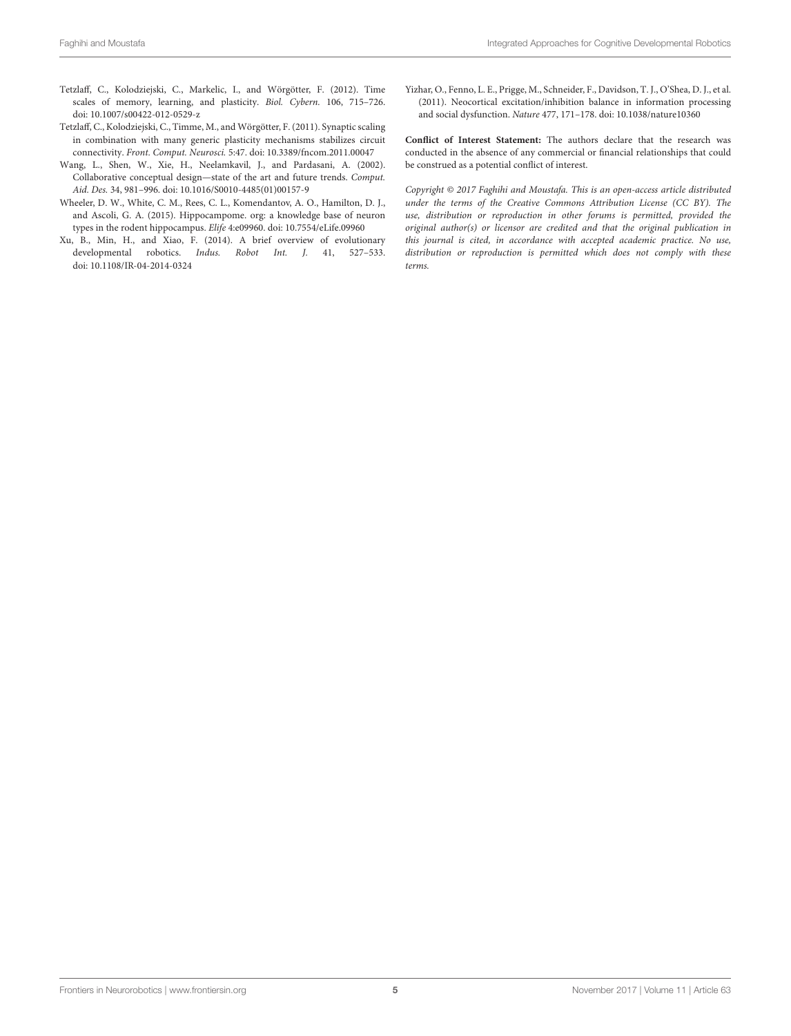Tetzlaff, C., Kolodziejski, C., Markelic, I., and Wörgötter, F. (2012). Time scales of memory, learning, and plasticity. *Biol. Cybern.* 106, 715–726. doi: 10.1007/s00422-012-0529-z

Tetzlaff, C., Kolodziejski, C., Timme, M., and Wörgötter, F. (2011). Synaptic scaling in combination with many generic plasticity mechanisms stabilizes circuit connectivity. *Front. Comput. Neurosci.* 5:47. doi: 10.3389/fncom.2011.00047

Wang, L., Shen, W., Xie, H., Neelamkavil, J., and Pardasani, A. (2002). Collaborative conceptual design—state of the art and future trends. *Comput. Aid. Des.* 34, 981–996. doi: 10.1016/S0010-4485(01)00157-9

Wheeler, D. W., White, C. M., Rees, C. L., Komendantov, A. O., Hamilton, D. J., and Ascoli, G. A. (2015). Hippocampome. org: a knowledge base of neuron types in the rodent hippocampus. *Elife* 4:e09960. doi: 10.7554/eLife.09960

Xu, B., Min, H., and Xiao, F. (2014). A brief overview of evolutionary developmental robotics. *Indus. Robot Int. J.* 41, 527–533. doi: 10.1108/IR-04-2014-0324

Yizhar, O., Fenno, L. E., Prigge, M., Schneider, F., Davidson, T. J., O'Shea, D. J., et al. (2011). Neocortical excitation/inhibition balance in information processing and social dysfunction. *Nature* 477, 171–178. doi: 10.1038/nature10360

**Conflict of Interest Statement:** The authors declare that the research was conducted in the absence of any commercial or financial relationships that could be construed as a potential conflict of interest.

*Copyright © 2017 Faghihi and Moustafa. This is an open-access article distributed under the terms of the Creative Commons Attribution License (CC BY). The use, distribution or reproduction in other forums is permitted, provided the original author(s) or licensor are credited and that the original publication in this journal is cited, in accordance with accepted academic practice. No use, distribution or reproduction is permitted which does not comply with these terms.*